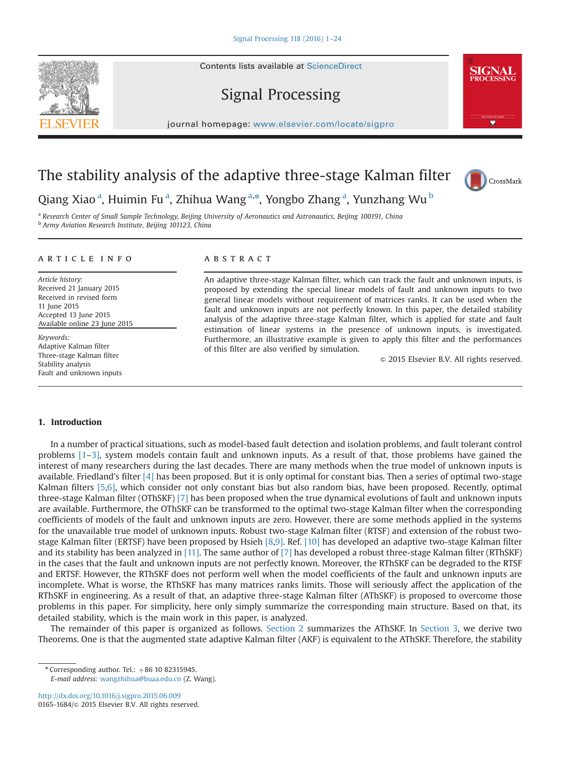# The stability analysis of the adaptive three-stage Kalman filter

Qiang Xiao [a], Huimin Fu [a], Zhihua Wang [a,*], Yongbo Zhang [a], Yunzhang Wu [b]

[a] Research Center of Small Sample Technology, Beijing University of Aeronautics and Astronautics, Beijing 100191, China
[b] Army Aviation Research Institute, Beijing 101123, China

## ARTICLE INFO

*Article history:*
Received 21 January 2015
Received in revised form
11 June 2015
Accepted 13 June 2015
Available online 23 June 2015

*Keywords:*
Adaptive Kalman filter
Three-stage Kalman filter
Stability analysis
Fault and unknown inputs

## ABSTRACT

An adaptive three-stage Kalman filter, which can track the fault and unknown inputs, is proposed by extending the special linear models of fault and unknown inputs to two general linear models without requirement of matrices ranks. It can be used when the fault and unknown inputs are not perfectly known. In this paper, the detailed stability analysis of the adaptive three-stage Kalman filter, which is applied for state and fault estimation of linear systems in the presence of unknown inputs, is investigated. Furthermore, an illustrative example is given to apply this filter and the performances of this filter are also verified by simulation.

© 2015 Elsevier B.V. All rights reserved.

## 1. Introduction

In a number of practical situations, such as model-based fault detection and isolation problems, and fault tolerant control problems [1–3], system models contain fault and unknown inputs. As a result of that, those problems have gained the interest of many researchers during the last decades. There are many methods when the true model of unknown inputs is available. Friedland's filter [4] has been proposed. But it is only optimal for constant bias. Then a series of optimal two-stage Kalman filters [5,6], which consider not only constant bias but also random bias, have been proposed. Recently, optimal three-stage Kalman filter (OThSKF) [7] has been proposed when the true dynamical evolutions of fault and unknown inputs are available. Furthermore, the OThSKF can be transformed to the optimal two-stage Kalman filter when the corresponding coefficients of models of the fault and unknown inputs are zero. However, there are some methods applied in the systems for the unavailable true model of unknown inputs. Robust two-stage Kalman filter (RTSF) and extension of the robust two-stage Kalman filter (ERTSF) have been proposed by Hsieh [8,9]. Ref. [10] has developed an adaptive two-stage Kalman filter and its stability has been analyzed in [11]. The same author of [7] has developed a robust three-stage Kalman filter (RThSKF) in the cases that the fault and unknown inputs are not perfectly known. Moreover, the RThSKF can be degraded to the RTSF and ERTSF. However, the RThSKF does not perform well when the model coefficients of the fault and unknown inputs are incomplete. What is worse, the RThSKF has many matrices ranks limits. Those will seriously affect the application of the RThSKF in engineering. As a result of that, an adaptive three-stage Kalman filter (AThSKF) is proposed to overcome those problems in this paper. For simplicity, here only simply summarize the corresponding main structure. Based on that, its detailed stability, which is the main work in this paper, is analyzed.

The remainder of this paper is organized as follows. Section 2 summarizes the AThSKF. In Section 3, we derive two Theorems. One is that the augmented state adaptive Kalman filter (AKF) is equivalent to the AThSKF. Therefore, the stability

---

* Corresponding author. Tel.: +86 10 82315945.
*E-mail address:* wangzhihua@buaa.edu.cn (Z. Wang).

http://dx.doi.org/10.1016/j.sigpro.2015.06.009
0165-1684/© 2015 Elsevier B.V. All rights reserved.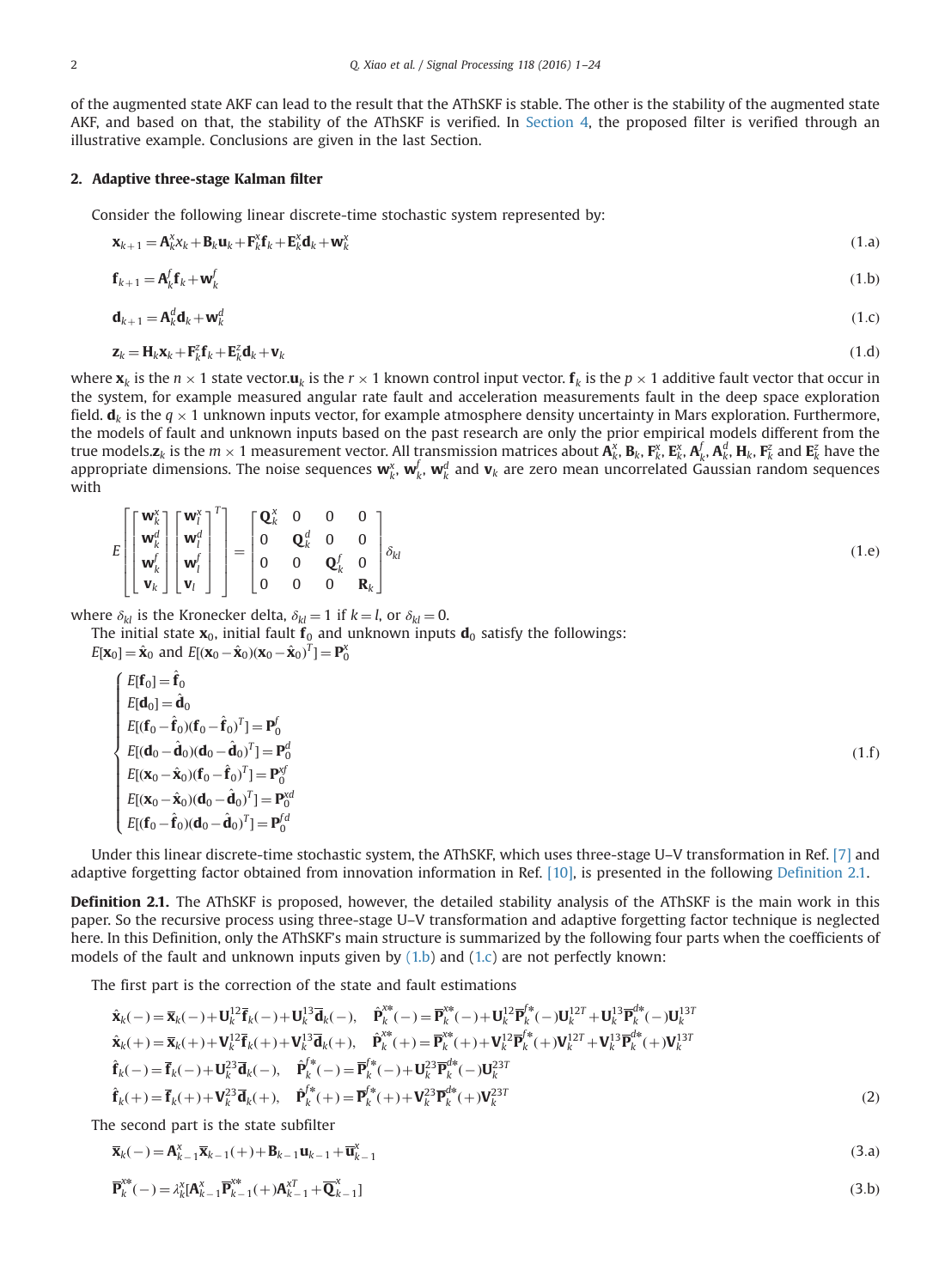of the augmented state AKF can lead to the result that the AThSKF is stable. The other is the stability of the augmented state AKF, and based on that, the stability of the AThSKF is verified. In Section 4, the proposed filter is verified through an illustrative example. Conclusions are given in the last Section.

## 2. Adaptive three-stage Kalman filter

Consider the following linear discrete-time stochastic system represented by:

$$\mathbf{x}_{k+1} = \mathbf{A}_k^x x_k + \mathbf{B}_k \mathbf{u}_k + \mathbf{F}_k^x \mathbf{f}_k + \mathbf{E}_k^x \mathbf{d}_k + \mathbf{w}_k^x \tag{1.a}$$

$$\mathbf{f}_{k+1} = \mathbf{A}_k^f \mathbf{f}_k + \mathbf{w}_k^f \tag{1.b}$$

$$\mathbf{d}_{k+1} = \mathbf{A}_k^d \mathbf{d}_k + \mathbf{w}_k^d \tag{1.c}$$

$$\mathbf{z}_k = \mathbf{H}_k \mathbf{x}_k + \mathbf{F}_k^z \mathbf{f}_k + \mathbf{E}_k^z \mathbf{d}_k + \mathbf{v}_k \tag{1.d}$$

where $\mathbf{x}_k$ is the $n \times 1$ state vector.$\mathbf{u}_k$ is the $r \times 1$ known control input vector. $\mathbf{f}_k$ is the $p \times 1$ additive fault vector that occur in the system, for example measured angular rate fault and acceleration measurements fault in the deep space exploration field. $\mathbf{d}_k$ is the $q \times 1$ unknown inputs vector, for example atmosphere density uncertainty in Mars exploration. Furthermore, the models of fault and unknown inputs based on the past research are only the prior empirical models different from the true models.$\mathbf{z}_k$ is the $m \times 1$ measurement vector. All transmission matrices about $\mathbf{A}_k^x$, $\mathbf{B}_k$, $\mathbf{F}_k^x$, $\mathbf{E}_k^x$, $\mathbf{A}_k^f$, $\mathbf{A}_k^d$, $\mathbf{H}_k$, $\mathbf{F}_k^z$ and $\mathbf{E}_k^z$ have the appropriate dimensions. The noise sequences $\mathbf{w}_k^x$, $\mathbf{w}_k^f$, $\mathbf{w}_k^d$ and $\mathbf{v}_k$ are zero mean uncorrelated Gaussian random sequences with

$$E\left[\begin{bmatrix} \mathbf{w}_k^x \\ \mathbf{w}_k^d \\ \mathbf{w}_k^f \\ \mathbf{v}_k \end{bmatrix}\begin{bmatrix} \mathbf{w}_l^x \\ \mathbf{w}_l^d \\ \mathbf{w}_l^f \\ \mathbf{v}_l \end{bmatrix}^T\right] = \begin{bmatrix} \mathbf{Q}_k^x & 0 & 0 & 0 \\ 0 & \mathbf{Q}_k^d & 0 & 0 \\ 0 & 0 & \mathbf{Q}_k^f & 0 \\ 0 & 0 & 0 & \mathbf{R}_k \end{bmatrix}\delta_{kl} \tag{1.e}$$

where $\delta_{kl}$ is the Kronecker delta, $\delta_{kl} = 1$ if $k = l$, or $\delta_{kl} = 0$.

The initial state $\mathbf{x}_0$, initial fault $\mathbf{f}_0$ and unknown inputs $\mathbf{d}_0$ satisfy the followings:
$E[\mathbf{x}_0] = \hat{\mathbf{x}}_0$ and $E[(\mathbf{x}_0 - \hat{\mathbf{x}}_0)(\mathbf{x}_0 - \hat{\mathbf{x}}_0)^T] = \mathbf{P}_0^x$

$$\begin{cases} E[\mathbf{f}_0] = \hat{\mathbf{f}}_0 \\ E[\mathbf{d}_0] = \hat{\mathbf{d}}_0 \\ E[(\mathbf{f}_0 - \hat{\mathbf{f}}_0)(\mathbf{f}_0 - \hat{\mathbf{f}}_0)^T] = \mathbf{P}_0^f \\ E[(\mathbf{d}_0 - \hat{\mathbf{d}}_0)(\mathbf{d}_0 - \hat{\mathbf{d}}_0)^T] = \mathbf{P}_0^d \\ E[(\mathbf{x}_0 - \hat{\mathbf{x}}_0)(\mathbf{f}_0 - \hat{\mathbf{f}}_0)^T] = \mathbf{P}_0^{xf} \\ E[(\mathbf{x}_0 - \hat{\mathbf{x}}_0)(\mathbf{d}_0 - \hat{\mathbf{d}}_0)^T] = \mathbf{P}_0^{xd} \\ E[(\mathbf{f}_0 - \hat{\mathbf{f}}_0)(\mathbf{d}_0 - \hat{\mathbf{d}}_0)^T] = \mathbf{P}_0^{fd} \end{cases} \tag{1.f}$$

Under this linear discrete-time stochastic system, the AThSKF, which uses three-stage U–V transformation in Ref. [7] and adaptive forgetting factor obtained from innovation information in Ref. [10], is presented in the following Definition 2.1.

**Definition 2.1.** The AThSKF is proposed, however, the detailed stability analysis of the AThSKF is the main work in this paper. So the recursive process using three-stage U–V transformation and adaptive forgetting factor technique is neglected here. In this Definition, only the AThSKF's main structure is summarized by the following four parts when the coefficients of models of the fault and unknown inputs given by (1.b) and (1.c) are not perfectly known:

The first part is the correction of the state and fault estimations

$$\begin{aligned}
&\hat{\mathbf{x}}_k(-) = \overline{\mathbf{x}}_k(-) + \mathbf{U}_k^{12}\overline{\mathbf{f}}_k(-) + \mathbf{U}_k^{13}\overline{\mathbf{d}}_k(-), \quad \hat{\mathbf{P}}_k^{x*}(-) = \overline{\mathbf{P}}_k^{x*}(-) + \mathbf{U}_k^{12}\overline{\mathbf{P}}_k^{f*}(-)\mathbf{U}_k^{12T} + \mathbf{U}_k^{13}\overline{\mathbf{P}}_k^{d*}(-)\mathbf{U}_k^{13T} \\
&\hat{\mathbf{x}}_k(+) = \overline{\mathbf{x}}_k(+) + \mathbf{V}_k^{12}\overline{\mathbf{f}}_k(+) + \mathbf{V}_k^{13}\overline{\mathbf{d}}_k(+), \quad \hat{\mathbf{P}}_k^{x*}(+) = \overline{\mathbf{P}}_k^{x*}(+) + \mathbf{V}_k^{12}\overline{\mathbf{P}}_k^{f*}(+)\mathbf{V}_k^{12T} + \mathbf{V}_k^{13}\overline{\mathbf{P}}_k^{d*}(+)\mathbf{V}_k^{13T} \\
&\hat{\mathbf{f}}_k(-) = \overline{\mathbf{f}}_k(-) + \mathbf{U}_k^{23}\overline{\mathbf{d}}_k(-), \quad \hat{\mathbf{P}}_k^{f*}(-) = \overline{\mathbf{P}}_k^{f*}(-) + \mathbf{U}_k^{23}\overline{\mathbf{P}}_k^{d*}(-)\mathbf{U}_k^{23T} \\
&\hat{\mathbf{f}}_k(+) = \overline{\mathbf{f}}_k(+) + \mathbf{V}_k^{23}\overline{\mathbf{d}}_k(+), \quad \hat{\mathbf{P}}_k^{f*}(+) = \overline{\mathbf{P}}_k^{f*}(+) + \mathbf{V}_k^{23}\overline{\mathbf{P}}_k^{d*}(+)\mathbf{V}_k^{23T}
\end{aligned} \tag{2}$$

The second part is the state subfilter

$$\overline{\mathbf{x}}_k(-) = \mathbf{A}_{k-1}^x\overline{\mathbf{x}}_{k-1}(+) + \mathbf{B}_{k-1}\mathbf{u}_{k-1} + \overline{\mathbf{u}}_{k-1}^x \tag{3.a}$$

$$\overline{\mathbf{P}}_k^{x*}(-) = \lambda_k^x[\mathbf{A}_{k-1}^x\overline{\mathbf{P}}_{k-1}^{x*}(+)\mathbf{A}_{k-1}^{xT} + \overline{\mathbf{Q}}_{k-1}^x] \tag{3.b}$$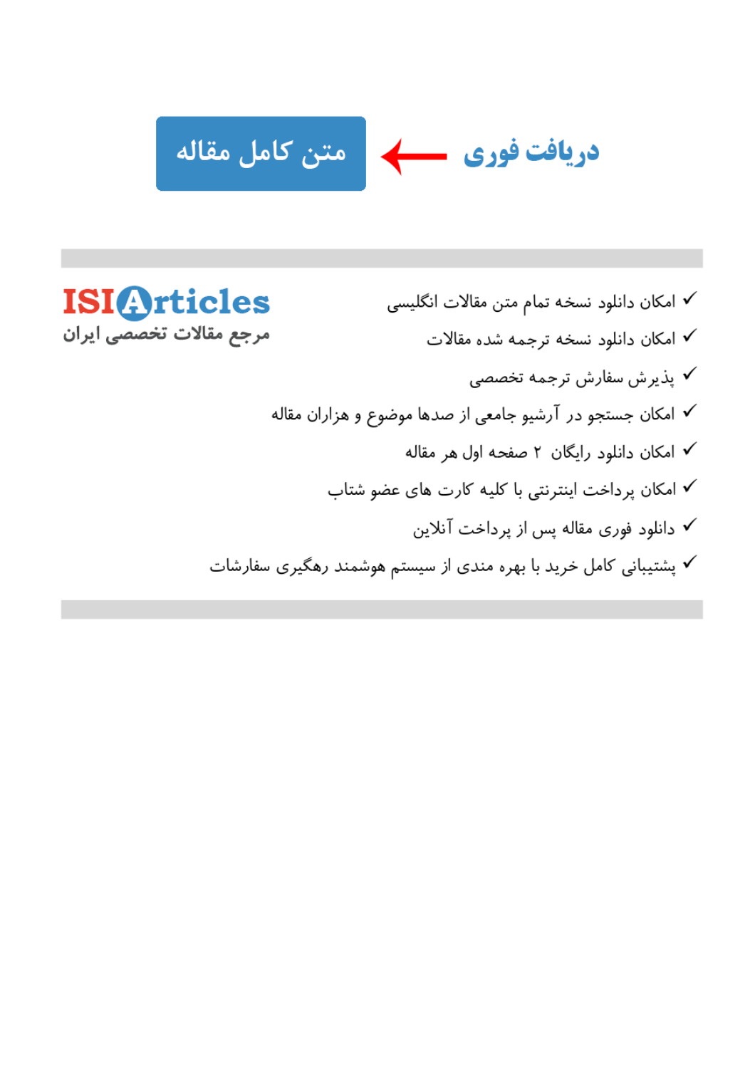دریافت فوری ← **متن کامل مقاله**

**ISIArticles**
مرجع مقالات تخصصی ایران

- ✓ امکان دانلود نسخه تمام متن مقالات انگلیسی
- ✓ امکان دانلود نسخه ترجمه شده مقالات
- ✓ پذیرش سفارش ترجمه تخصصی
- ✓ امکان جستجو در آرشیو جامعی از صدها موضوع و هزاران مقاله
- ✓ امکان دانلود رایگان ۲ صفحه اول هر مقاله
- ✓ امکان پرداخت اینترنتی با کلیه کارت های عضو شتاب
- ✓ دانلود فوری مقاله پس از پرداخت آنلاین
- ✓ پشتیبانی کامل خرید با بهره مندی از سیستم هوشمند رهگیری سفارشات